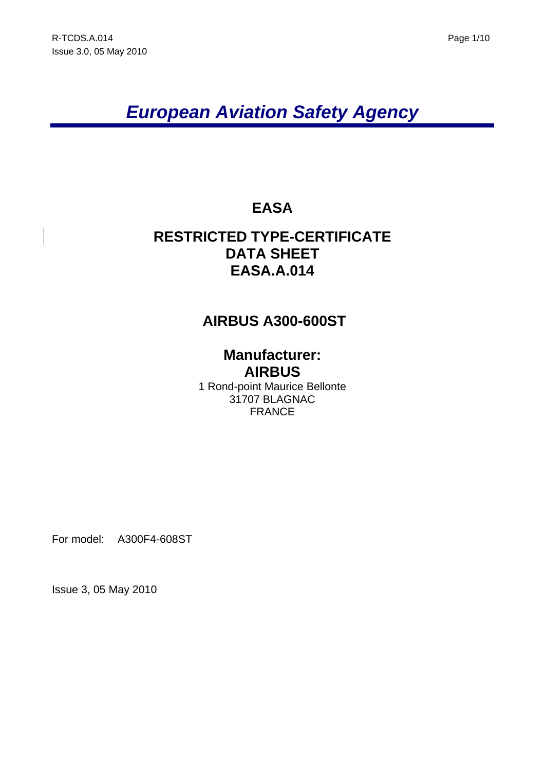# *European Aviation Safety Agency*

## EASA

## RESTRICTED TYPE-CERTIFICATE DATA SHEET EASA.A.014

## AIRBUS A300-600ST

## Manufacturer: AIRBUS

1 Rond-point Maurice Bellonte
31707 BLAGNAC
FRANCE

For model: A300F4-608ST

Issue 3, 05 May 2010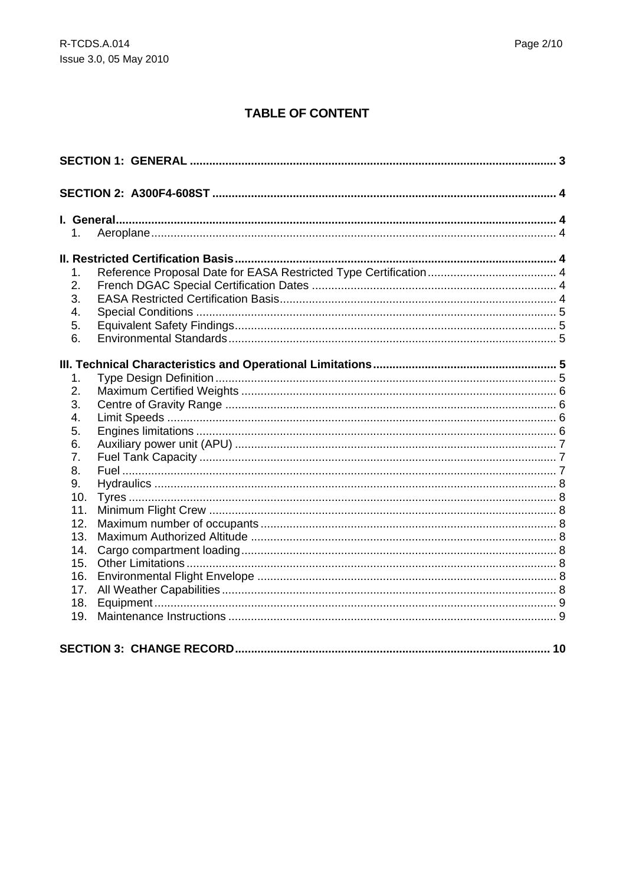## TABLE OF CONTENT

**SECTION 1: GENERAL** ........ 3

**SECTION 2: A300F4-608ST** ........ 4

**I. General** ........ 4

1. Aeroplane ........ 4

**II. Restricted Certification Basis** ........ 4

1. Reference Proposal Date for EASA Restricted Type Certification ........ 4
2. French DGAC Special Certification Dates ........ 4
3. EASA Restricted Certification Basis ........ 4
4. Special Conditions ........ 5
5. Equivalent Safety Findings ........ 5
6. Environmental Standards ........ 5

**III. Technical Characteristics and Operational Limitations** ........ 5

1. Type Design Definition ........ 5
2. Maximum Certified Weights ........ 6
3. Centre of Gravity Range ........ 6
4. Limit Speeds ........ 6
5. Engines limitations ........ 6
6. Auxiliary power unit (APU) ........ 7
7. Fuel Tank Capacity ........ 7
8. Fuel ........ 7
9. Hydraulics ........ 8
10. Tyres ........ 8
11. Minimum Flight Crew ........ 8
12. Maximum number of occupants ........ 8
13. Maximum Authorized Altitude ........ 8
14. Cargo compartment loading ........ 8
15. Other Limitations ........ 8
16. Environmental Flight Envelope ........ 8
17. All Weather Capabilities ........ 8
18. Equipment ........ 9
19. Maintenance Instructions ........ 9

**SECTION 3: CHANGE RECORD** ........ 10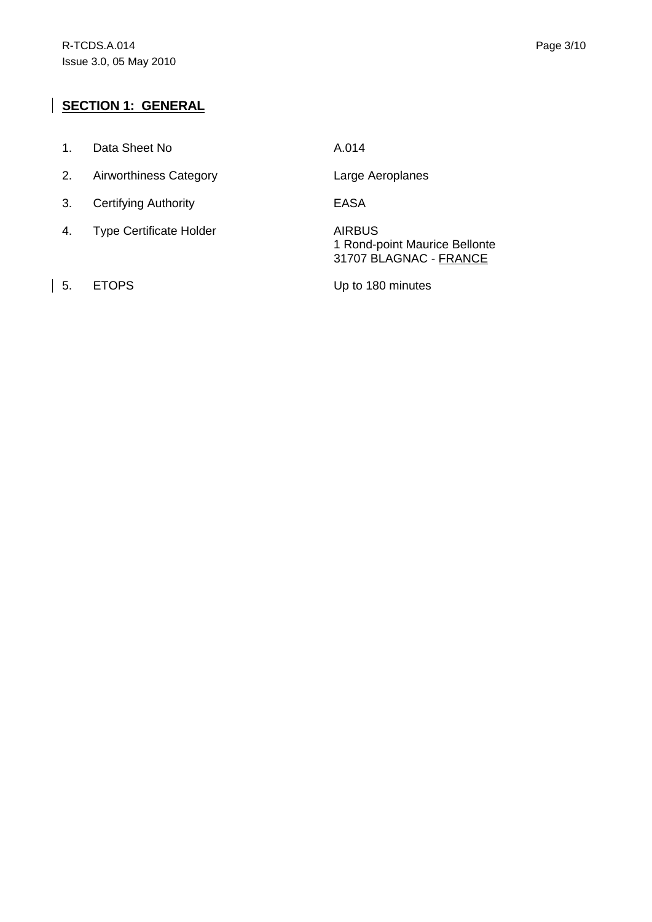## SECTION 1: GENERAL

| | | |
|---|---|---|
| 1. | Data Sheet No | A.014 |
| 2. | Airworthiness Category | Large Aeroplanes |
| 3. | Certifying Authority | EASA |
| 4. | Type Certificate Holder | AIRBUS<br>1 Rond-point Maurice Bellonte<br>31707 BLAGNAC - FRANCE |
| 5. | ETOPS | Up to 180 minutes |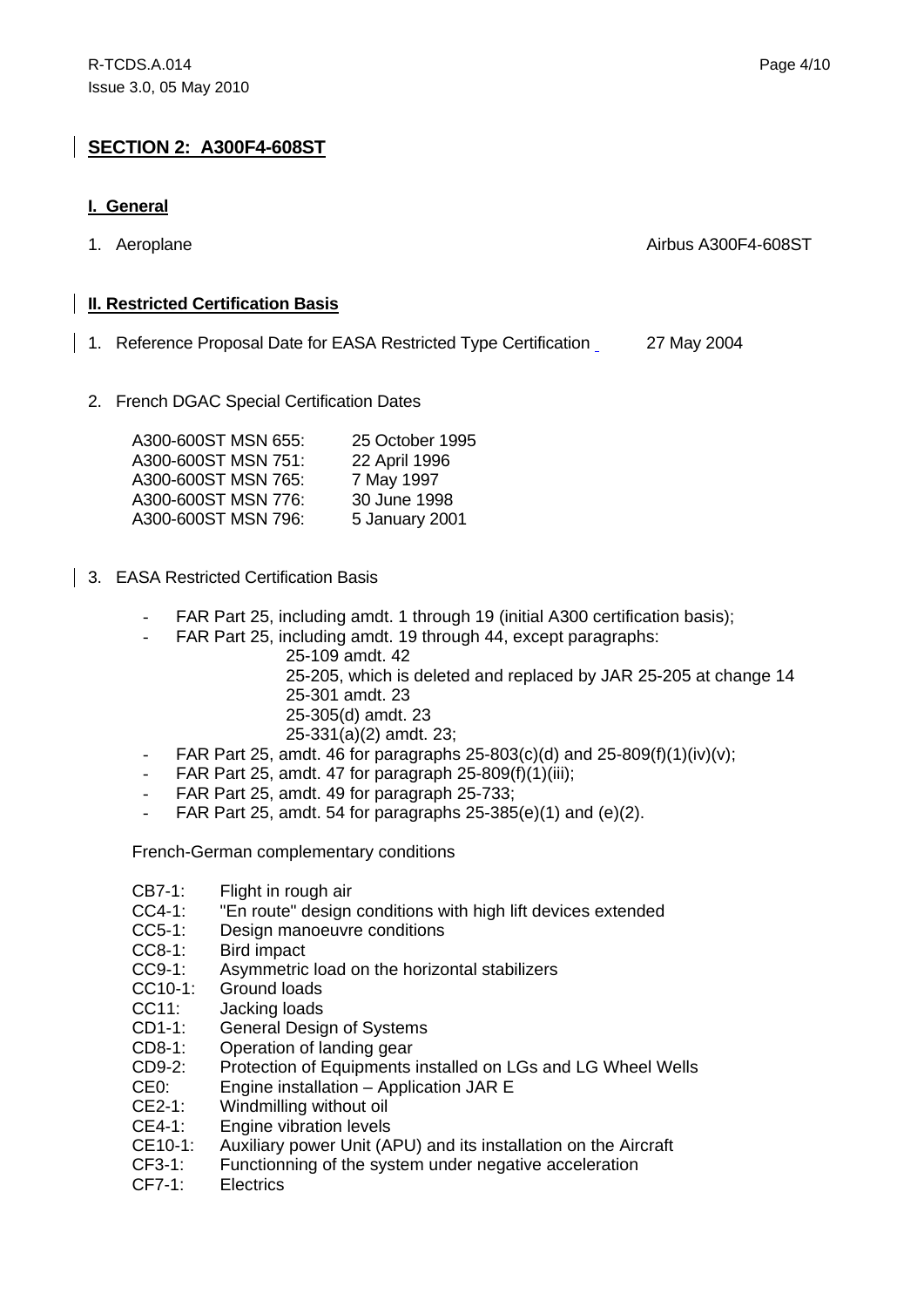## SECTION 2: A300F4-608ST

### I. General

1. Aeroplane — Airbus A300F4-608ST

### II. Restricted Certification Basis

1. Reference Proposal Date for EASA Restricted Type Certification — 27 May 2004

2. French DGAC Special Certification Dates

| | |
|---|---|
| A300-600ST MSN 655: | 25 October 1995 |
| A300-600ST MSN 751: | 22 April 1996 |
| A300-600ST MSN 765: | 7 May 1997 |
| A300-600ST MSN 776: | 30 June 1998 |
| A300-600ST MSN 796: | 5 January 2001 |

3. EASA Restricted Certification Basis

   - FAR Part 25, including amdt. 1 through 19 (initial A300 certification basis);
   - FAR Part 25, including amdt. 19 through 44, except paragraphs:
     - 25-109 amdt. 42
     - 25-205, which is deleted and replaced by JAR 25-205 at change 14
     - 25-301 amdt. 23
     - 25-305(d) amdt. 23
     - 25-331(a)(2) amdt. 23;
   - FAR Part 25, amdt. 46 for paragraphs 25-803(c)(d) and 25-809(f)(1)(iv)(v);
   - FAR Part 25, amdt. 47 for paragraph 25-809(f)(1)(iii);
   - FAR Part 25, amdt. 49 for paragraph 25-733;
   - FAR Part 25, amdt. 54 for paragraphs 25-385(e)(1) and (e)(2).

   French-German complementary conditions

| | |
|---|---|
| CB7-1: | Flight in rough air |
| CC4-1: | "En route" design conditions with high lift devices extended |
| CC5-1: | Design manoeuvre conditions |
| CC8-1: | Bird impact |
| CC9-1: | Asymmetric load on the horizontal stabilizers |
| CC10-1: | Ground loads |
| CC11: | Jacking loads |
| CD1-1: | General Design of Systems |
| CD8-1: | Operation of landing gear |
| CD9-2: | Protection of Equipments installed on LGs and LG Wheel Wells |
| CE0: | Engine installation – Application JAR E |
| CE2-1: | Windmilling without oil |
| CE4-1: | Engine vibration levels |
| CE10-1: | Auxiliary power Unit (APU) and its installation on the Aircraft |
| CF3-1: | Functionning of the system under negative acceleration |
| CF7-1: | Electrics |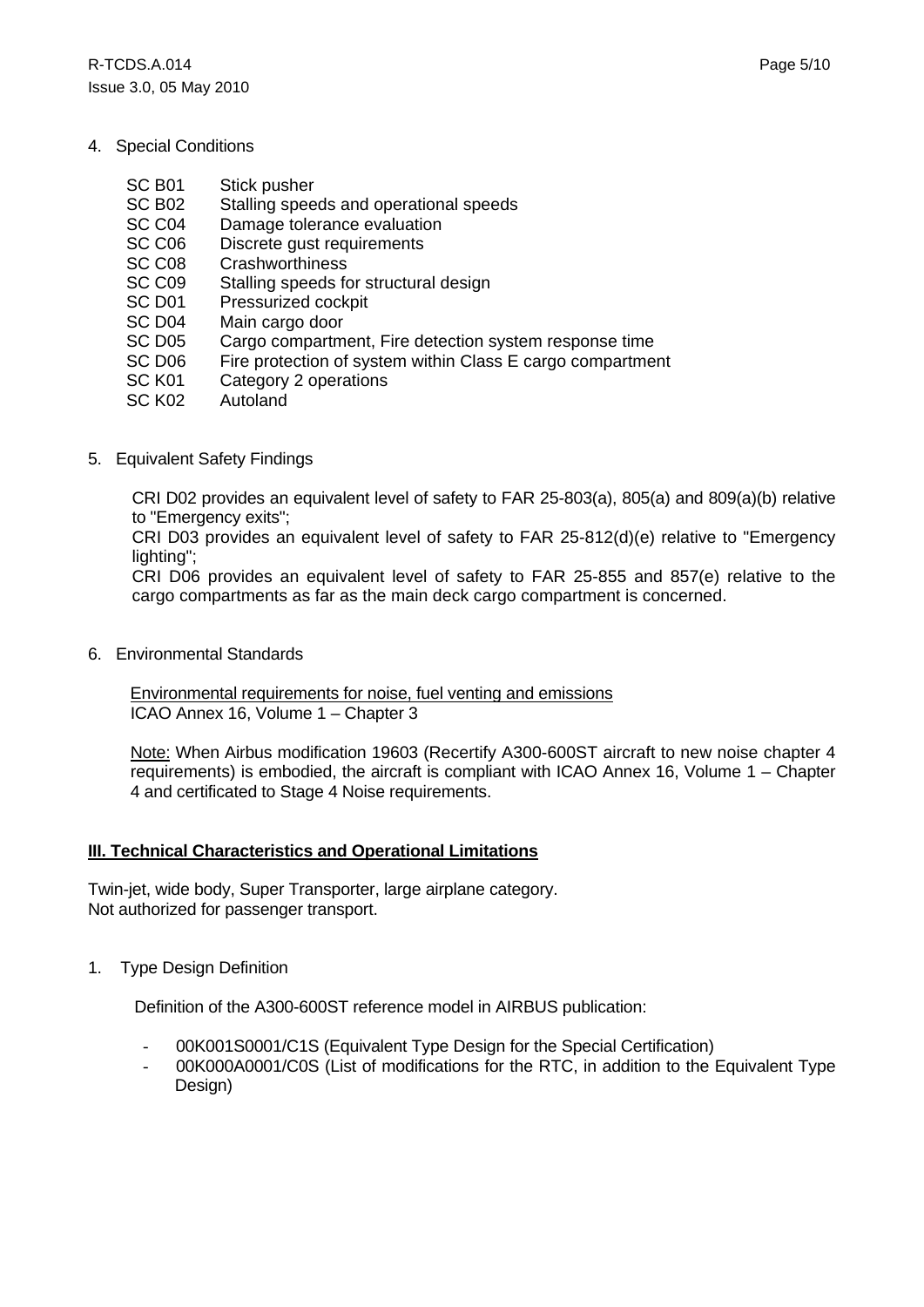4. Special Conditions

| | |
|---|---|
| SC B01 | Stick pusher |
| SC B02 | Stalling speeds and operational speeds |
| SC C04 | Damage tolerance evaluation |
| SC C06 | Discrete gust requirements |
| SC C08 | Crashworthiness |
| SC C09 | Stalling speeds for structural design |
| SC D01 | Pressurized cockpit |
| SC D04 | Main cargo door |
| SC D05 | Cargo compartment, Fire detection system response time |
| SC D06 | Fire protection of system within Class E cargo compartment |
| SC K01 | Category 2 operations |
| SC K02 | Autoland |

5. Equivalent Safety Findings

CRI D02 provides an equivalent level of safety to FAR 25-803(a), 805(a) and 809(a)(b) relative to "Emergency exits";
CRI D03 provides an equivalent level of safety to FAR 25-812(d)(e) relative to "Emergency lighting";
CRI D06 provides an equivalent level of safety to FAR 25-855 and 857(e) relative to the cargo compartments as far as the main deck cargo compartment is concerned.

6. Environmental Standards

Environmental requirements for noise, fuel venting and emissions
ICAO Annex 16, Volume 1 – Chapter 3

Note: When Airbus modification 19603 (Recertify A300-600ST aircraft to new noise chapter 4 requirements) is embodied, the aircraft is compliant with ICAO Annex 16, Volume 1 – Chapter 4 and certificated to Stage 4 Noise requirements.

## III. Technical Characteristics and Operational Limitations

Twin-jet, wide body, Super Transporter, large airplane category.
Not authorized for passenger transport.

1. Type Design Definition

Definition of the A300-600ST reference model in AIRBUS publication:

- 00K001S0001/C1S (Equivalent Type Design for the Special Certification)
- 00K000A0001/C0S (List of modifications for the RTC, in addition to the Equivalent Type Design)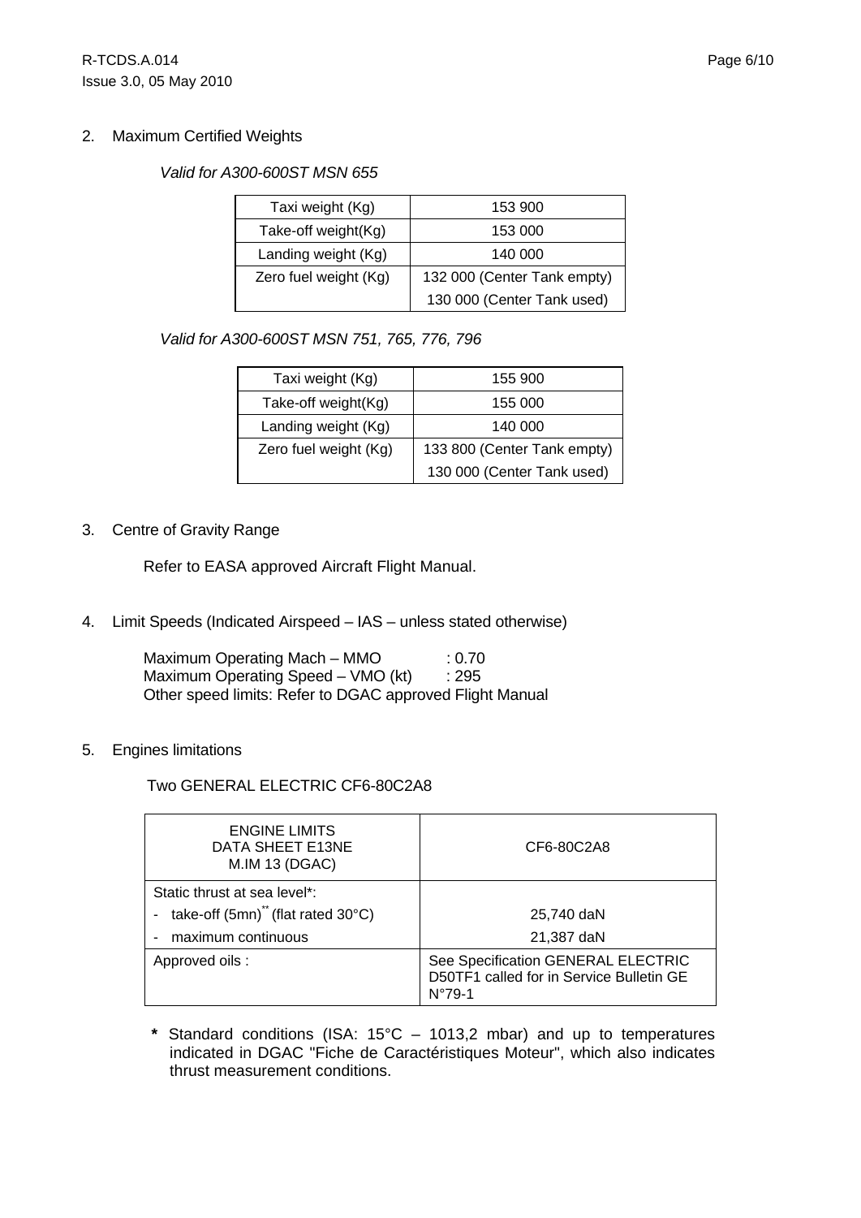## 2. Maximum Certified Weights

*Valid for A300-600ST MSN 655*

| | |
|---|---|
| Taxi weight (Kg) | 153 900 |
| Take-off weight(Kg) | 153 000 |
| Landing weight (Kg) | 140 000 |
| Zero fuel weight (Kg) | 132 000 (Center Tank empty) |
| | 130 000 (Center Tank used) |

*Valid for A300-600ST MSN 751, 765, 776, 796*

| | |
|---|---|
| Taxi weight (Kg) | 155 900 |
| Take-off weight(Kg) | 155 000 |
| Landing weight (Kg) | 140 000 |
| Zero fuel weight (Kg) | 133 800 (Center Tank empty) |
| | 130 000 (Center Tank used) |

## 3. Centre of Gravity Range

Refer to EASA approved Aircraft Flight Manual.

## 4. Limit Speeds (Indicated Airspeed – IAS – unless stated otherwise)

Maximum Operating Mach – MMO : 0.70
Maximum Operating Speed – VMO (kt) : 295
Other speed limits: Refer to DGAC approved Flight Manual

## 5. Engines limitations

Two GENERAL ELECTRIC CF6-80C2A8

| ENGINE LIMITS DATA SHEET E13NE M.IM 13 (DGAC) | CF6-80C2A8 |
|---|---|
| Static thrust at sea level*: | |
| - take-off (5mn)** (flat rated 30°C) | 25,740 daN |
| - maximum continuous | 21,387 daN |
| Approved oils : | See Specification GENERAL ELECTRIC D50TF1 called for in Service Bulletin GE N°79-1 |

**\*** Standard conditions (ISA: 15°C – 1013,2 mbar) and up to temperatures indicated in DGAC "Fiche de Caractéristiques Moteur", which also indicates thrust measurement conditions.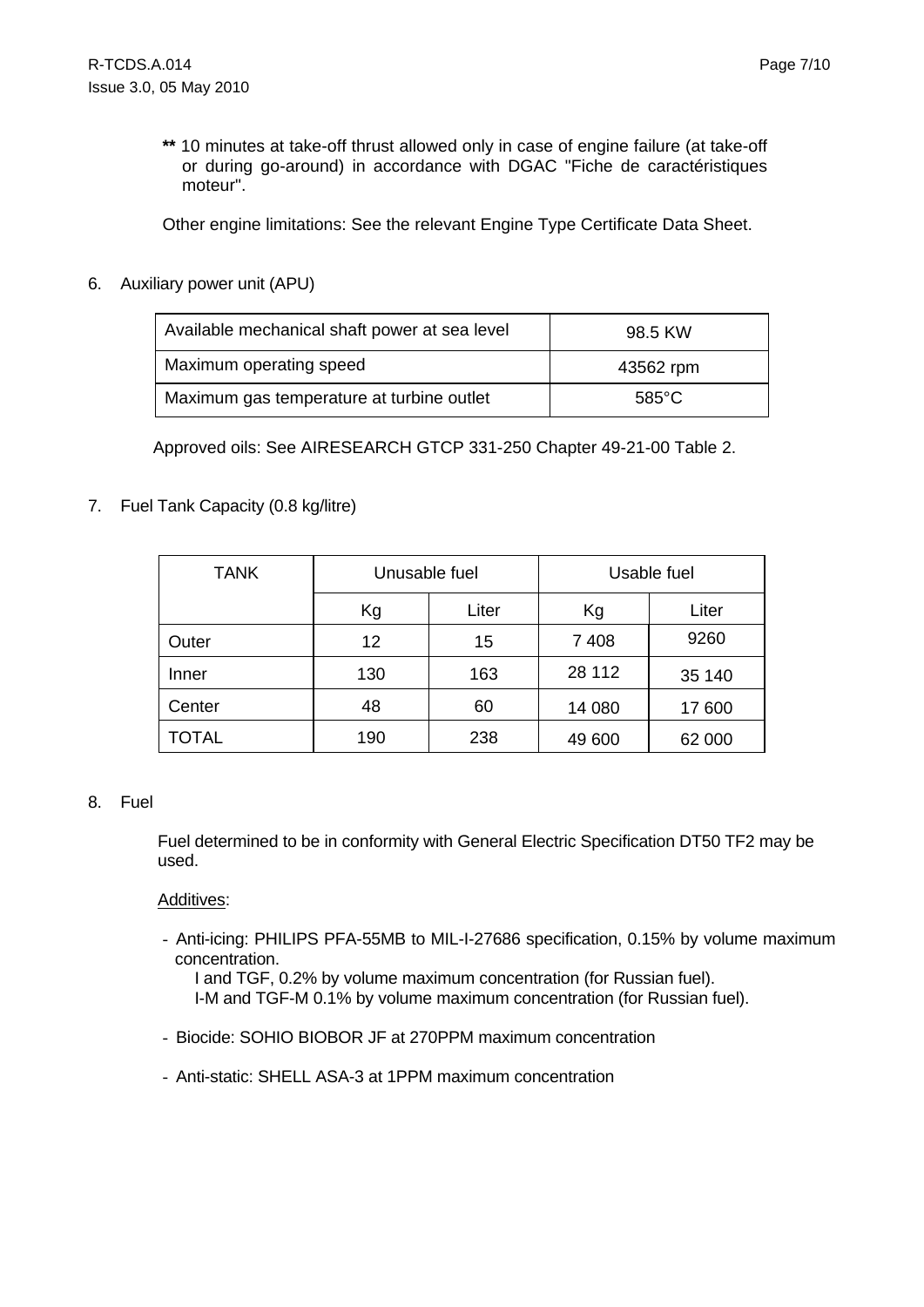**\*\*** 10 minutes at take-off thrust allowed only in case of engine failure (at take-off or during go-around) in accordance with DGAC "Fiche de caractéristiques moteur".

Other engine limitations: See the relevant Engine Type Certificate Data Sheet.

6. Auxiliary power unit (APU)

| | |
|---|---|
| Available mechanical shaft power at sea level | 98.5 KW |
| Maximum operating speed | 43562 rpm |
| Maximum gas temperature at turbine outlet | 585°C |

Approved oils: See AIRESEARCH GTCP 331-250 Chapter 49-21-00 Table 2.

7. Fuel Tank Capacity (0.8 kg/litre)

| TANK | Unusable fuel | | Usable fuel | |
|---|---|---|---|---|
| | Kg | Liter | Kg | Liter |
| Outer | 12 | 15 | 7 408 | 9260 |
| Inner | 130 | 163 | 28 112 | 35 140 |
| Center | 48 | 60 | 14 080 | 17 600 |
| TOTAL | 190 | 238 | 49 600 | 62 000 |

8. Fuel

Fuel determined to be in conformity with General Electric Specification DT50 TF2 may be used.

Additives:

- Anti-icing: PHILIPS PFA-55MB to MIL-I-27686 specification, 0.15% by volume maximum concentration.
  I and TGF, 0.2% by volume maximum concentration (for Russian fuel).
  I-M and TGF-M 0.1% by volume maximum concentration (for Russian fuel).

- Biocide: SOHIO BIOBOR JF at 270PPM maximum concentration

- Anti-static: SHELL ASA-3 at 1PPM maximum concentration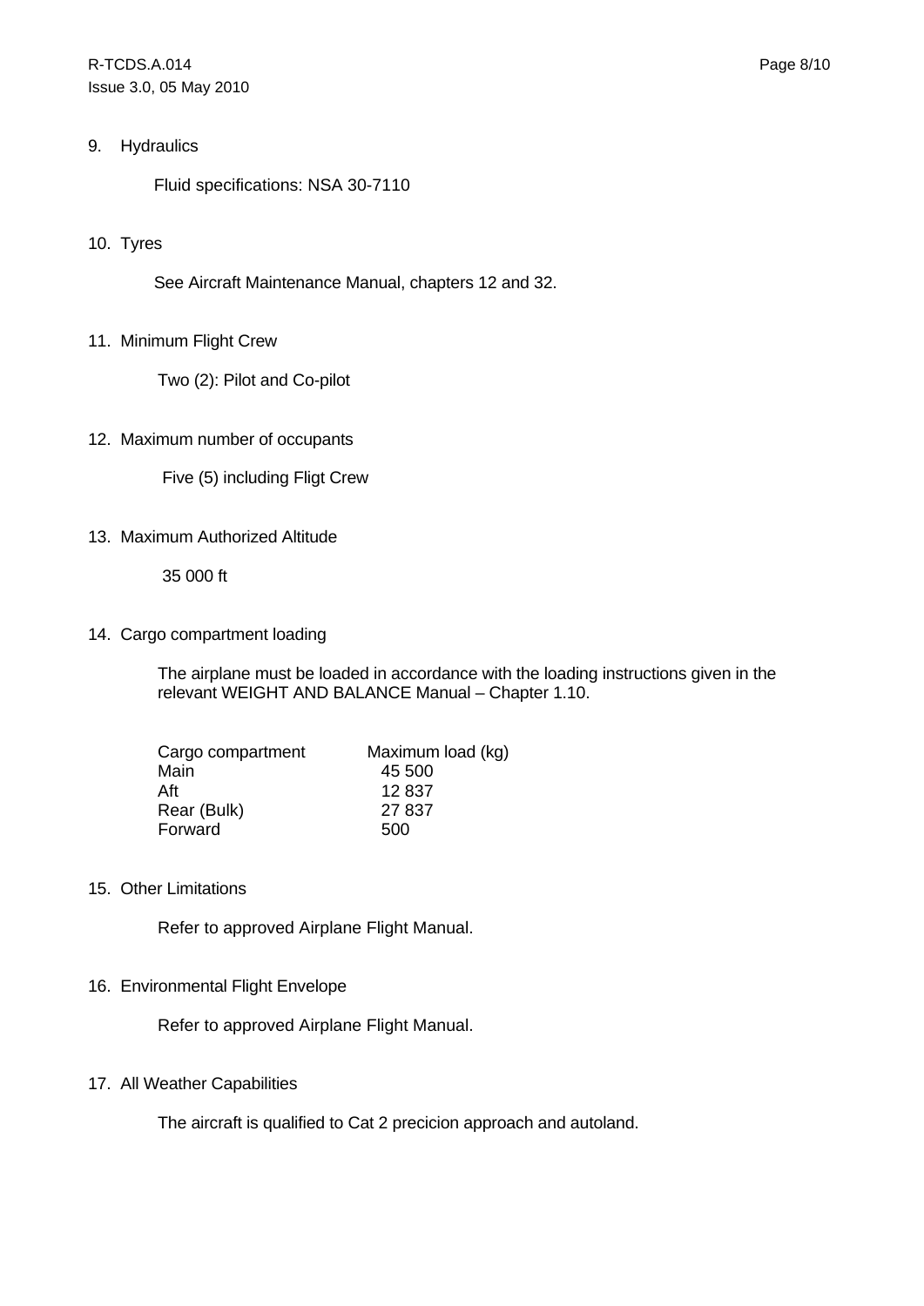## 9. Hydraulics

Fluid specifications: NSA 30-7110

## 10. Tyres

See Aircraft Maintenance Manual, chapters 12 and 32.

## 11. Minimum Flight Crew

Two (2): Pilot and Co-pilot

## 12. Maximum number of occupants

Five (5) including Fligt Crew

## 13. Maximum Authorized Altitude

35 000 ft

## 14. Cargo compartment loading

The airplane must be loaded in accordance with the loading instructions given in the relevant WEIGHT AND BALANCE Manual – Chapter 1.10.

| Cargo compartment | Maximum load (kg) |
| --- | --- |
| Main | 45 500 |
| Aft | 12 837 |
| Rear (Bulk) | 27 837 |
| Forward | 500 |

## 15. Other Limitations

Refer to approved Airplane Flight Manual.

## 16. Environmental Flight Envelope

Refer to approved Airplane Flight Manual.

## 17. All Weather Capabilities

The aircraft is qualified to Cat 2 precicion approach and autoland.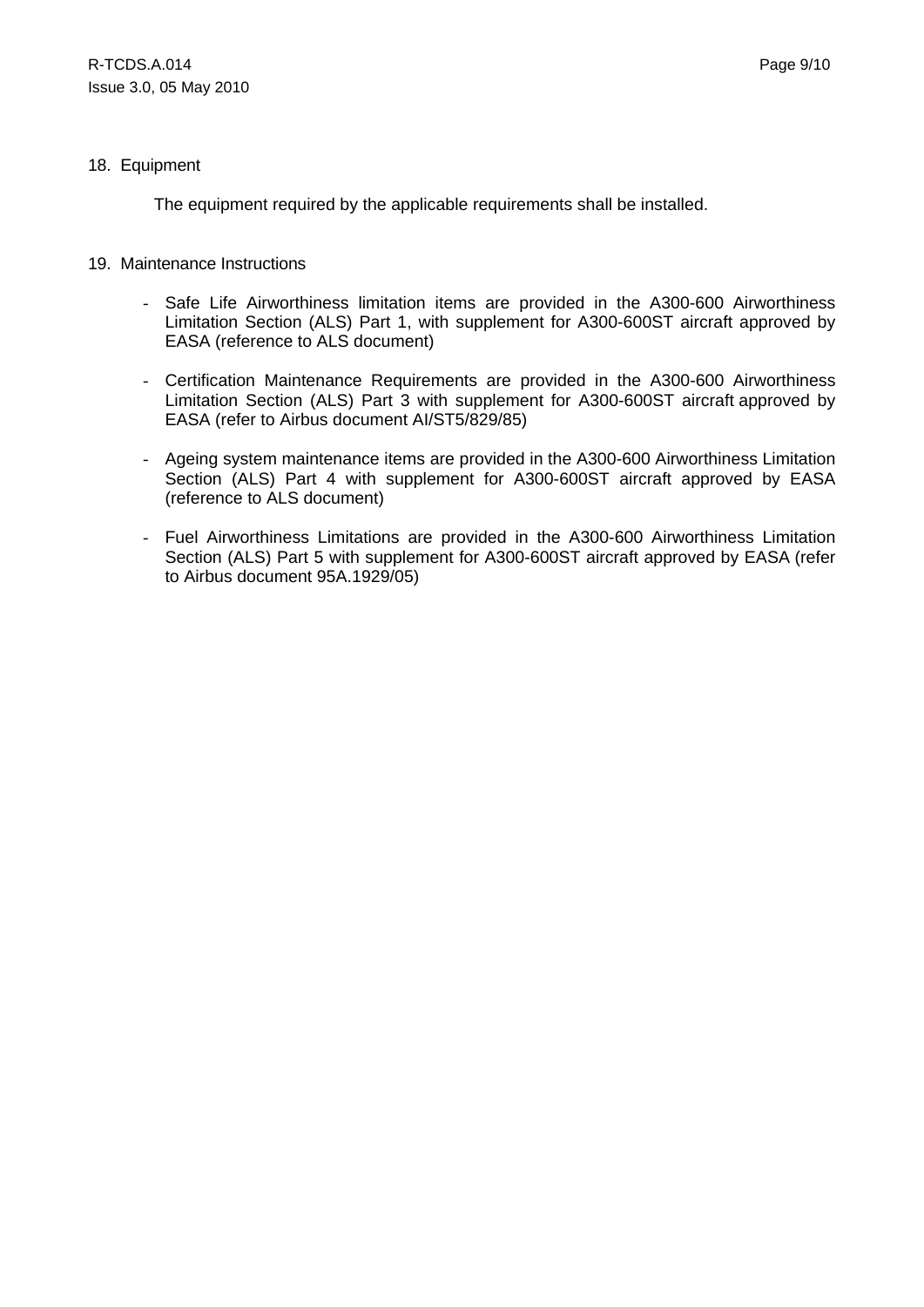## 18. Equipment

The equipment required by the applicable requirements shall be installed.

## 19. Maintenance Instructions

- Safe Life Airworthiness limitation items are provided in the A300-600 Airworthiness Limitation Section (ALS) Part 1, with supplement for A300-600ST aircraft approved by EASA (reference to ALS document)

- Certification Maintenance Requirements are provided in the A300-600 Airworthiness Limitation Section (ALS) Part 3 with supplement for A300-600ST aircraft approved by EASA (refer to Airbus document AI/ST5/829/85)

- Ageing system maintenance items are provided in the A300-600 Airworthiness Limitation Section (ALS) Part 4 with supplement for A300-600ST aircraft approved by EASA (reference to ALS document)

- Fuel Airworthiness Limitations are provided in the A300-600 Airworthiness Limitation Section (ALS) Part 5 with supplement for A300-600ST aircraft approved by EASA (refer to Airbus document 95A.1929/05)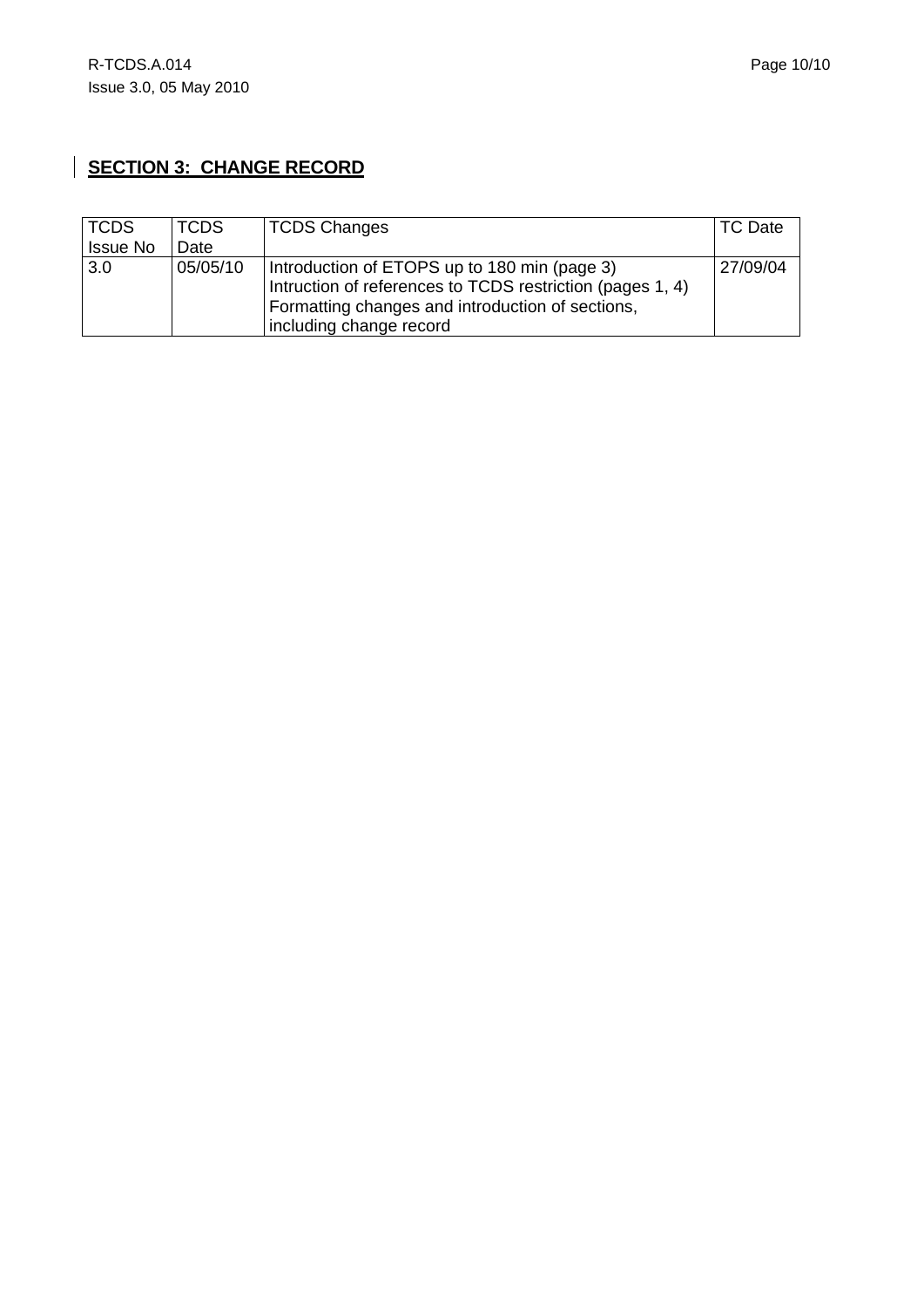## SECTION 3: CHANGE RECORD

| TCDS Issue No | TCDS Date | TCDS Changes | TC Date |
|---|---|---|---|
| 3.0 | 05/05/10 | Introduction of ETOPS up to 180 min (page 3)<br>Intruction of references to TCDS restriction (pages 1, 4)<br>Formatting changes and introduction of sections, including change record | 27/09/04 |